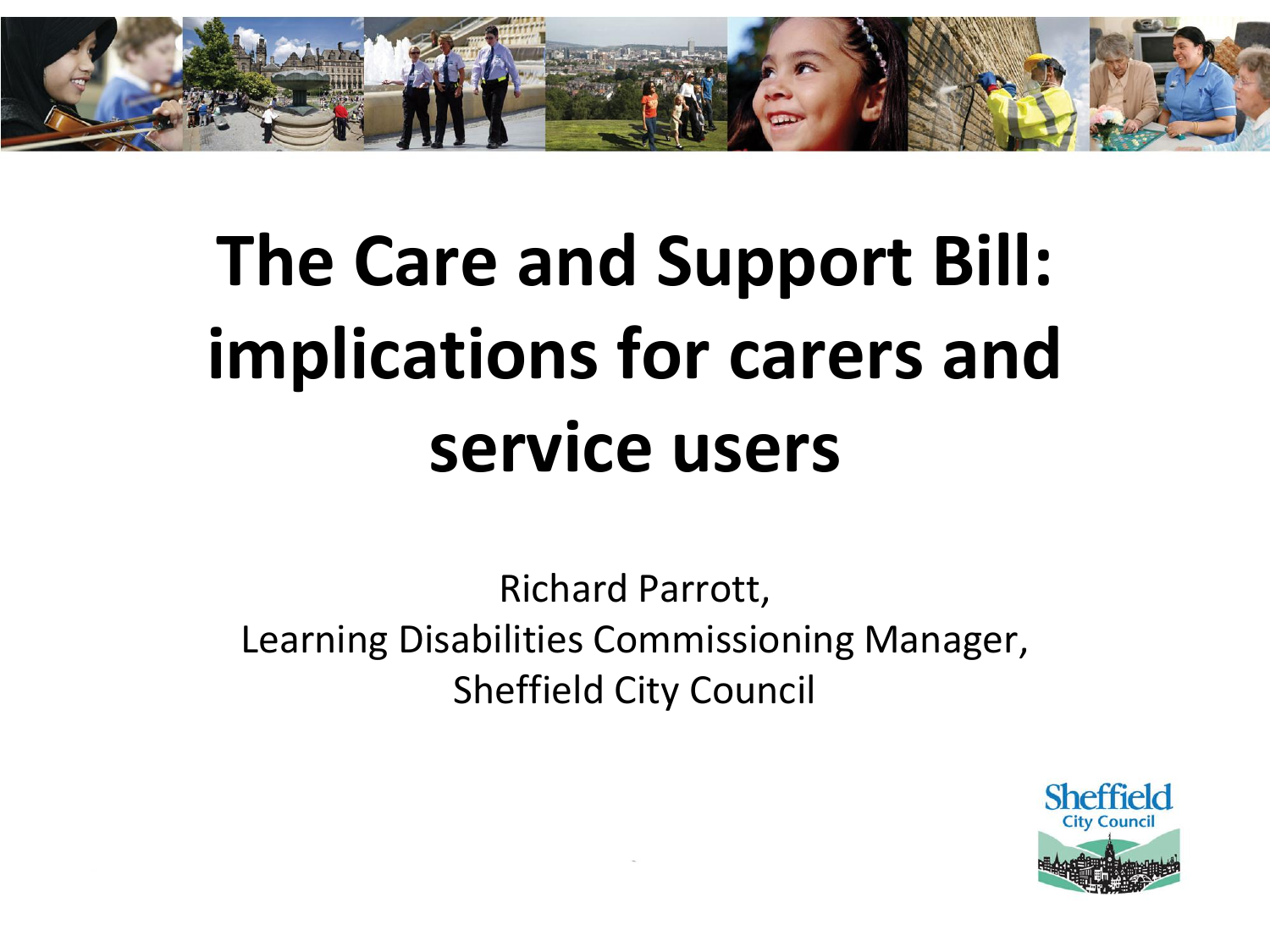# The Care and Support Bill: implications for carers and service users

Richard Parrott,
Learning Disabilities Commissioning Manager,
Sheffield City Council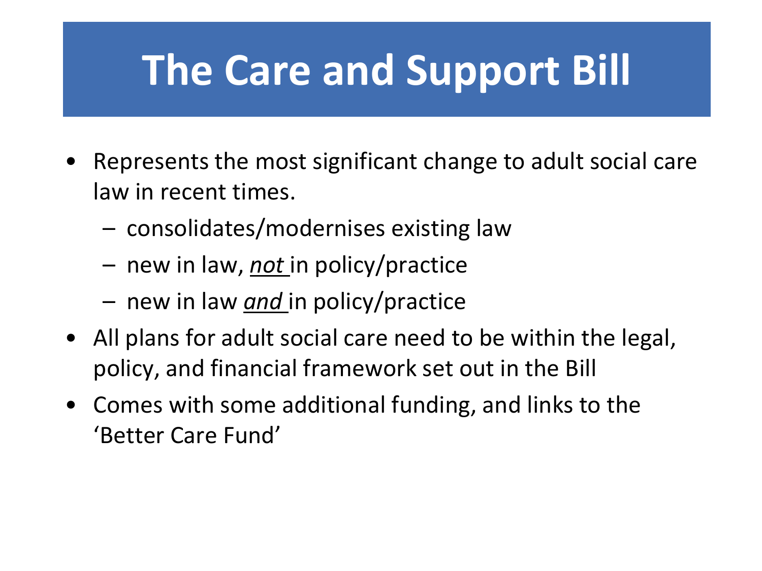# The Care and Support Bill

- Represents the most significant change to adult social care law in recent times.
  - consolidates/modernises existing law
  - new in law, <u>*not*</u> in policy/practice
  - new in law <u>*and*</u> in policy/practice
- All plans for adult social care need to be within the legal, policy, and financial framework set out in the Bill
- Comes with some additional funding, and links to the 'Better Care Fund'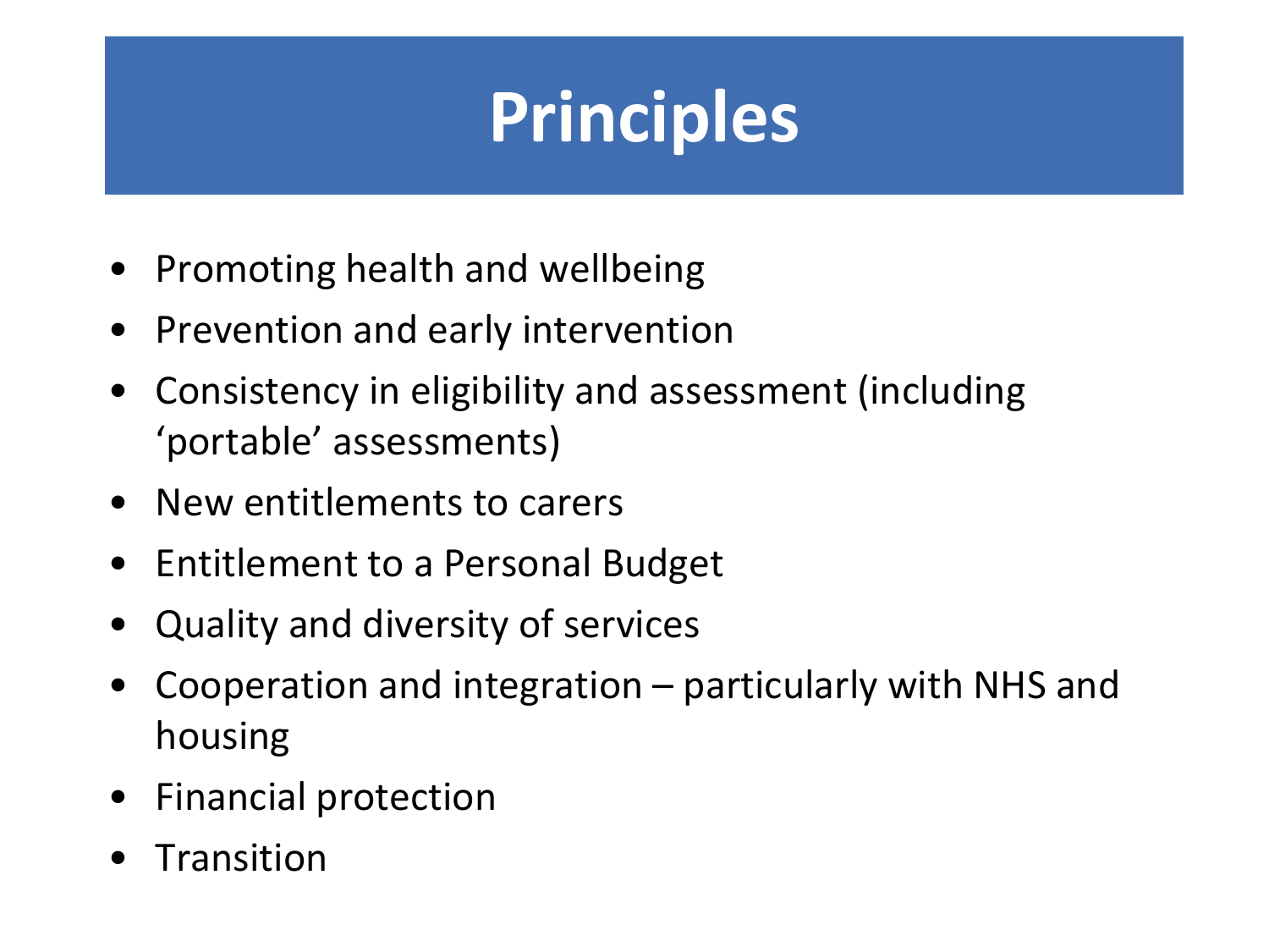# Principles

- Promoting health and wellbeing
- Prevention and early intervention
- Consistency in eligibility and assessment (including 'portable' assessments)
- New entitlements to carers
- Entitlement to a Personal Budget
- Quality and diversity of services
- Cooperation and integration – particularly with NHS and housing
- Financial protection
- Transition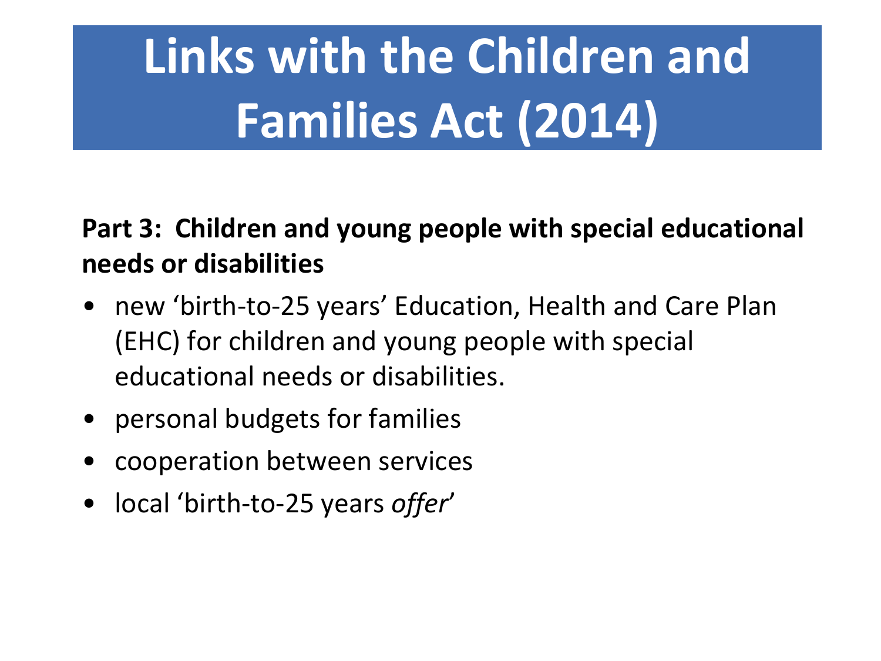# Links with the Children and Families Act (2014)

**Part 3: Children and young people with special educational needs or disabilities**

- new ‘birth-to-25 years’ Education, Health and Care Plan (EHC) for children and young people with special educational needs or disabilities.
- personal budgets for families
- cooperation between services
- local ‘birth-to-25 years *offer*’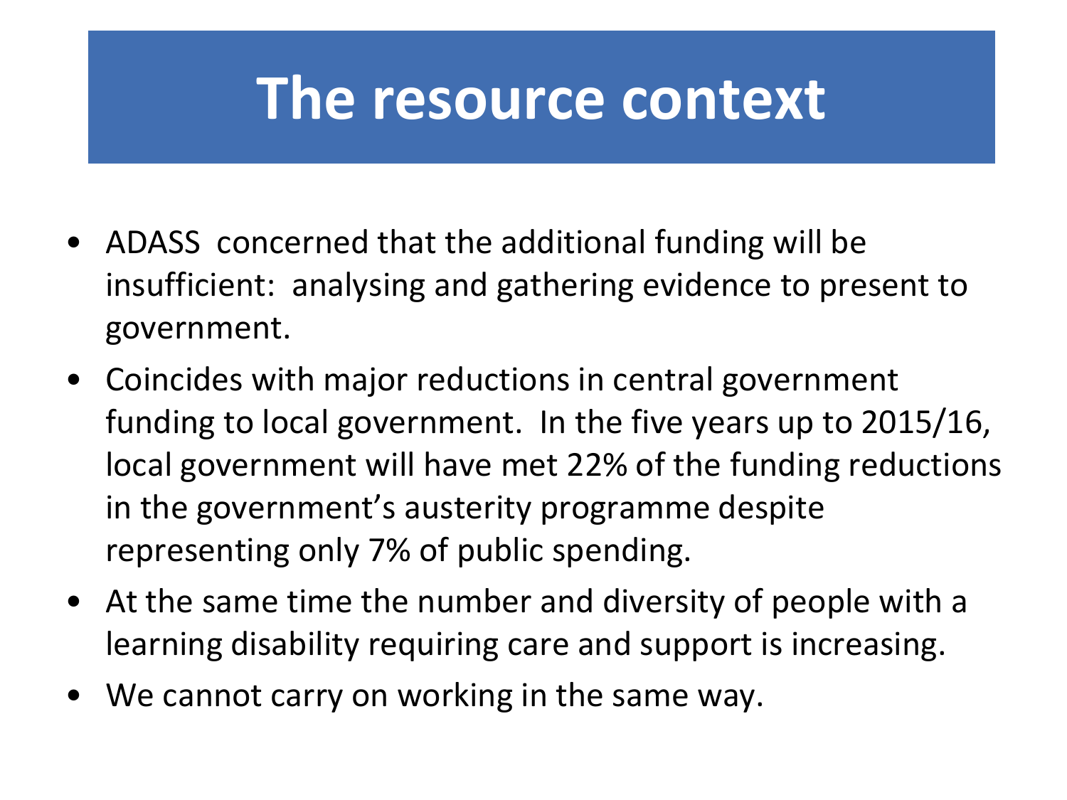# The resource context

- ADASS concerned that the additional funding will be insufficient: analysing and gathering evidence to present to government.
- Coincides with major reductions in central government funding to local government. In the five years up to 2015/16, local government will have met 22% of the funding reductions in the government's austerity programme despite representing only 7% of public spending.
- At the same time the number and diversity of people with a learning disability requiring care and support is increasing.
- We cannot carry on working in the same way.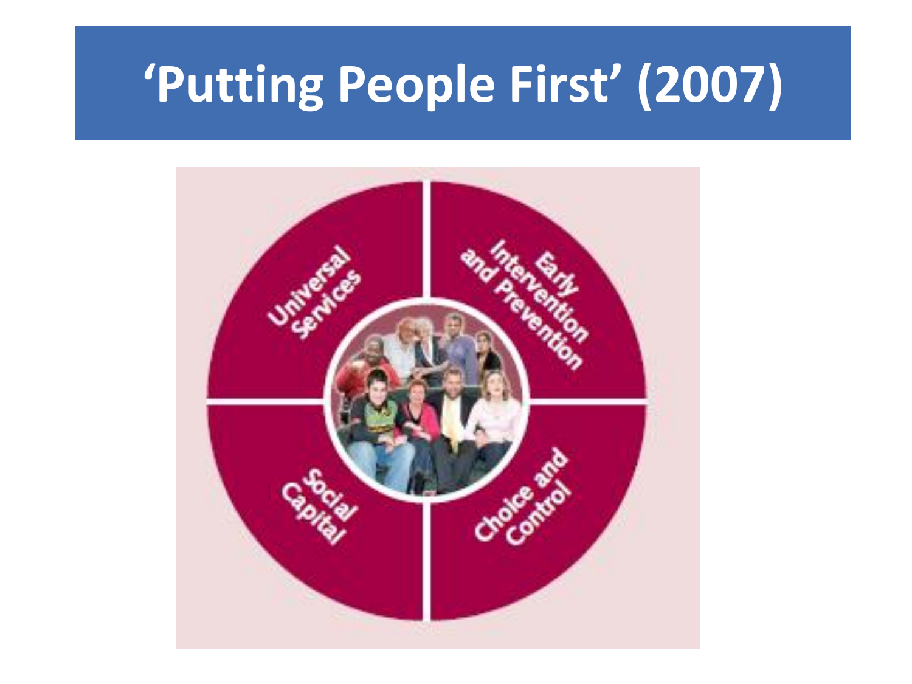# 'Putting People First' (2007)

Universal Services

Early Intervention and Prevention

Social Capital

Choice and Control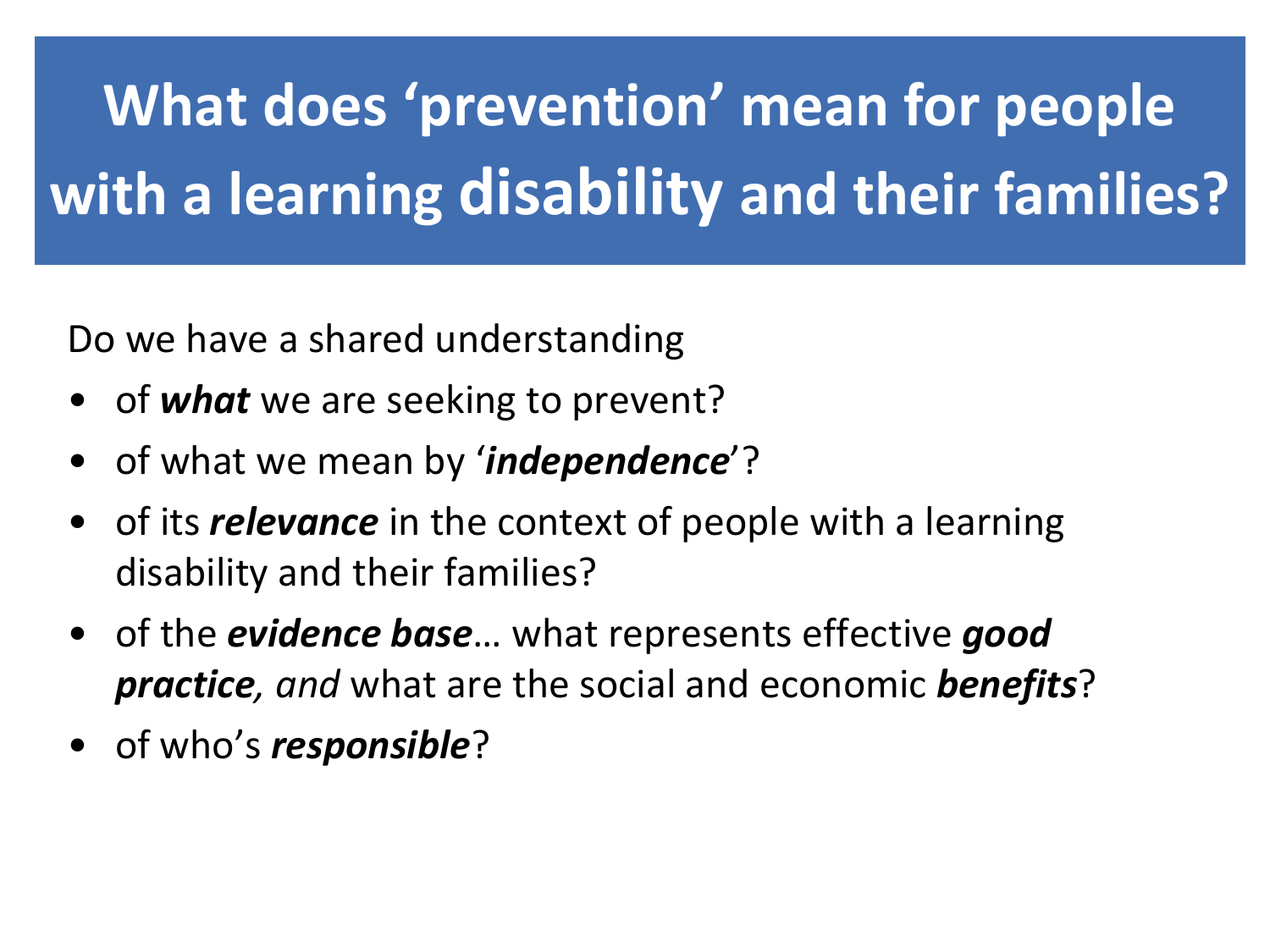# What does 'prevention' mean for people with a learning disability and their families?

Do we have a shared understanding

- of ***what*** we are seeking to prevent?
- of what we mean by '***independence***'?
- of its ***relevance*** in the context of people with a learning disability and their families?
- of the ***evidence base***… what represents effective ***good practice****, and* what are the social and economic ***benefits***?
- of who's ***responsible***?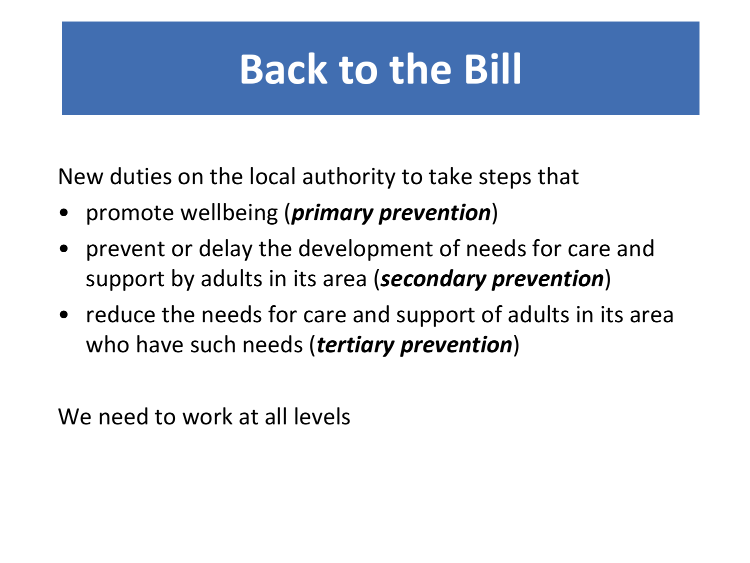# Back to the Bill

New duties on the local authority to take steps that

- promote wellbeing (***primary prevention***)
- prevent or delay the development of needs for care and support by adults in its area (***secondary prevention***)
- reduce the needs for care and support of adults in its area who have such needs (***tertiary prevention***)

We need to work at all levels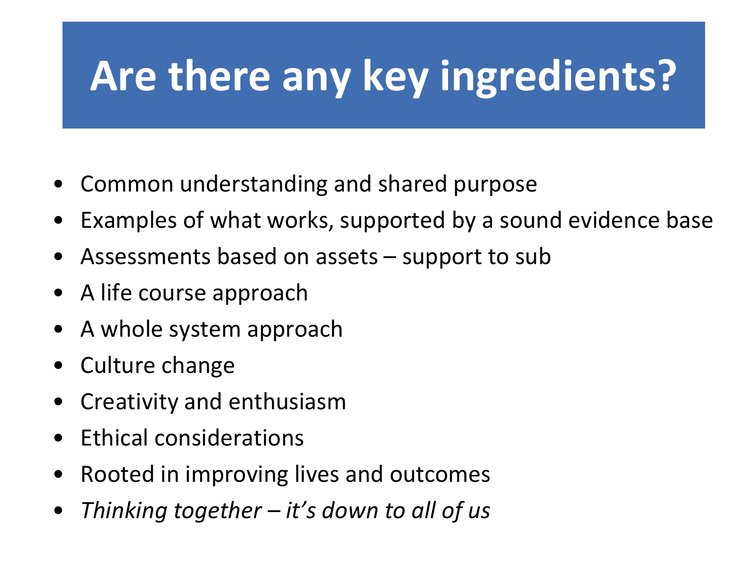# Are there any key ingredients?

- Common understanding and shared purpose
- Examples of what works, supported by a sound evidence base
- Assessments based on assets – support to sub
- A life course approach
- A whole system approach
- Culture change
- Creativity and enthusiasm
- Ethical considerations
- Rooted in improving lives and outcomes
- *Thinking together – it's down to all of us*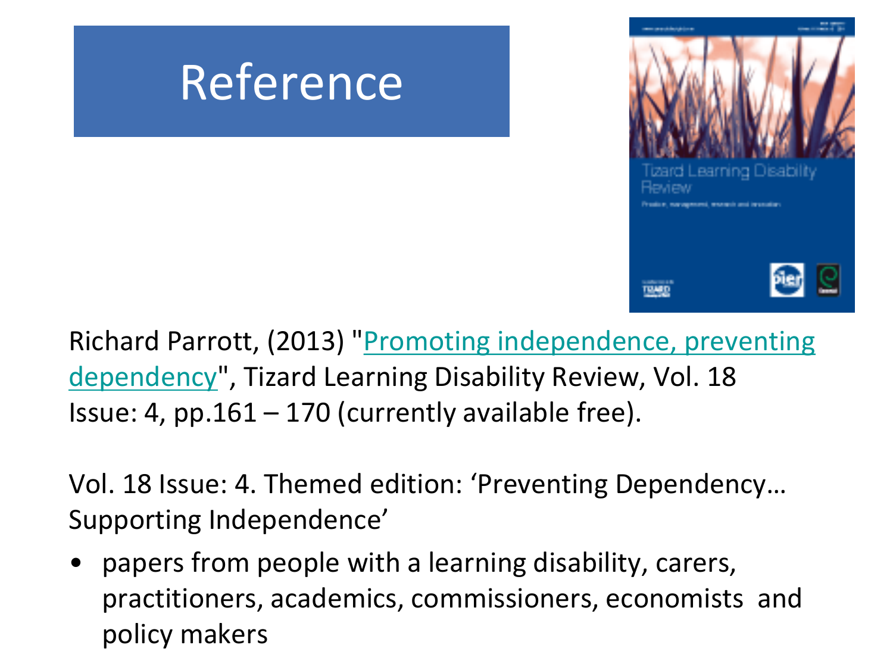# Reference

Richard Parrott, (2013) "Promoting independence, preventing dependency", Tizard Learning Disability Review, Vol. 18 Issue: 4, pp.161 – 170 (currently available free).

Vol. 18 Issue: 4. Themed edition: 'Preventing Dependency… Supporting Independence'

- papers from people with a learning disability, carers, practitioners, academics, commissioners, economists and policy makers